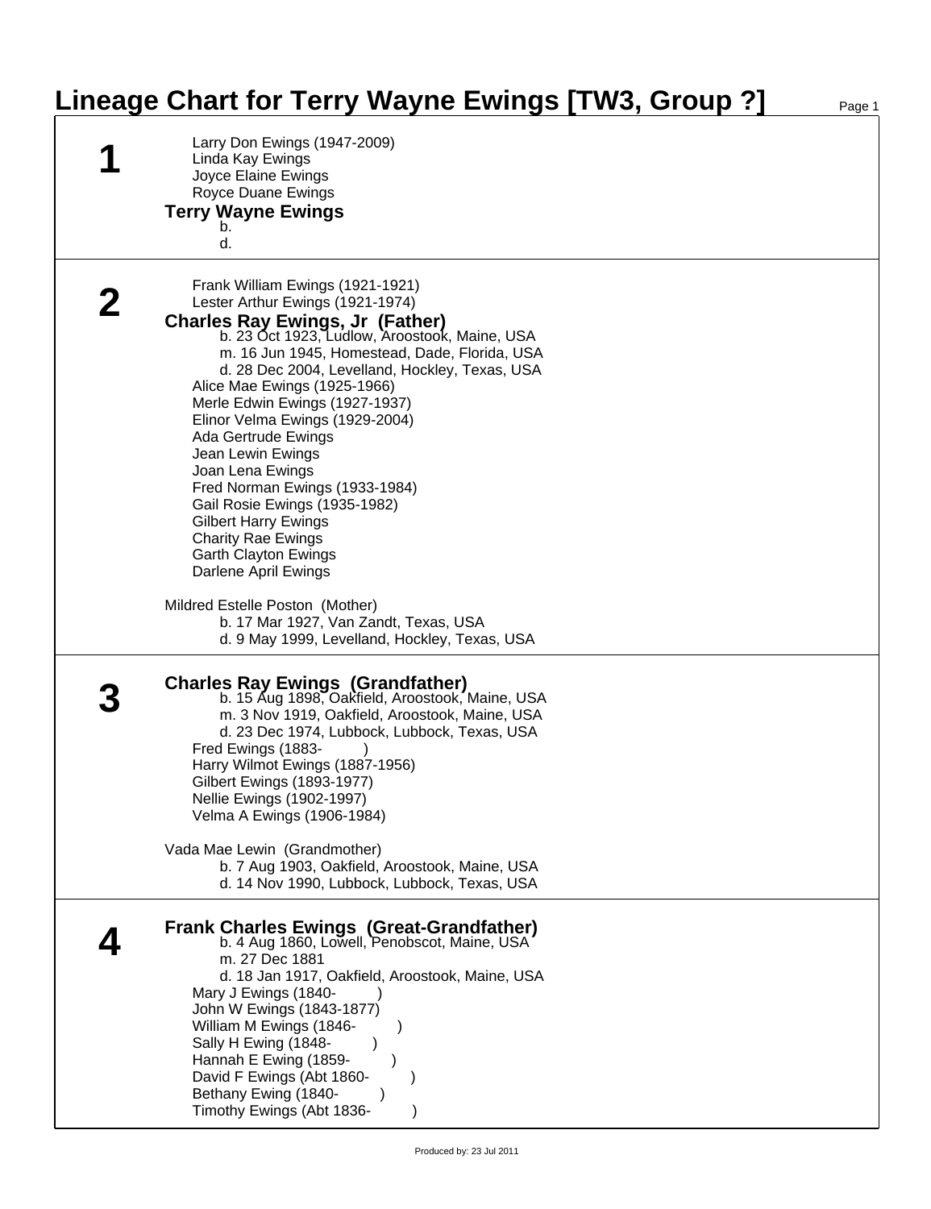# Lineage Chart for Terry Wayne Ewings [TW3, Group ?]

## 1

Larry Don Ewings (1947-2009)
Linda Kay Ewings
Joyce Elaine Ewings
Royce Duane Ewings

**Terry Wayne Ewings**
b.
d.

## 2

Frank William Ewings (1921-1921)
Lester Arthur Ewings (1921-1974)

**Charles Ray Ewings, Jr (Father)**
b. 23 Oct 1923, Ludlow, Aroostook, Maine, USA
m. 16 Jun 1945, Homestead, Dade, Florida, USA
d. 28 Dec 2004, Levelland, Hockley, Texas, USA

Alice Mae Ewings (1925-1966)
Merle Edwin Ewings (1927-1937)
Elinor Velma Ewings (1929-2004)
Ada Gertrude Ewings
Jean Lewin Ewings
Joan Lena Ewings
Fred Norman Ewings (1933-1984)
Gail Rosie Ewings (1935-1982)
Gilbert Harry Ewings
Charity Rae Ewings
Garth Clayton Ewings
Darlene April Ewings

Mildred Estelle Poston (Mother)
b. 17 Mar 1927, Van Zandt, Texas, USA
d. 9 May 1999, Levelland, Hockley, Texas, USA

## 3

**Charles Ray Ewings (Grandfather)**
b. 15 Aug 1898, Oakfield, Aroostook, Maine, USA
m. 3 Nov 1919, Oakfield, Aroostook, Maine, USA
d. 23 Dec 1974, Lubbock, Lubbock, Texas, USA

Fred Ewings (1883- )
Harry Wilmot Ewings (1887-1956)
Gilbert Ewings (1893-1977)
Nellie Ewings (1902-1997)
Velma A Ewings (1906-1984)

Vada Mae Lewin (Grandmother)
b. 7 Aug 1903, Oakfield, Aroostook, Maine, USA
d. 14 Nov 1990, Lubbock, Lubbock, Texas, USA

## 4

**Frank Charles Ewings (Great-Grandfather)**
b. 4 Aug 1860, Lowell, Penobscot, Maine, USA
m. 27 Dec 1881
d. 18 Jan 1917, Oakfield, Aroostook, Maine, USA

Mary J Ewings (1840- )
John W Ewings (1843-1877)
William M Ewings (1846- )
Sally H Ewing (1848- )
Hannah E Ewing (1859- )
David F Ewings (Abt 1860- )
Bethany Ewing (1840- )
Timothy Ewings (Abt 1836- )

Produced by: 23 Jul 2011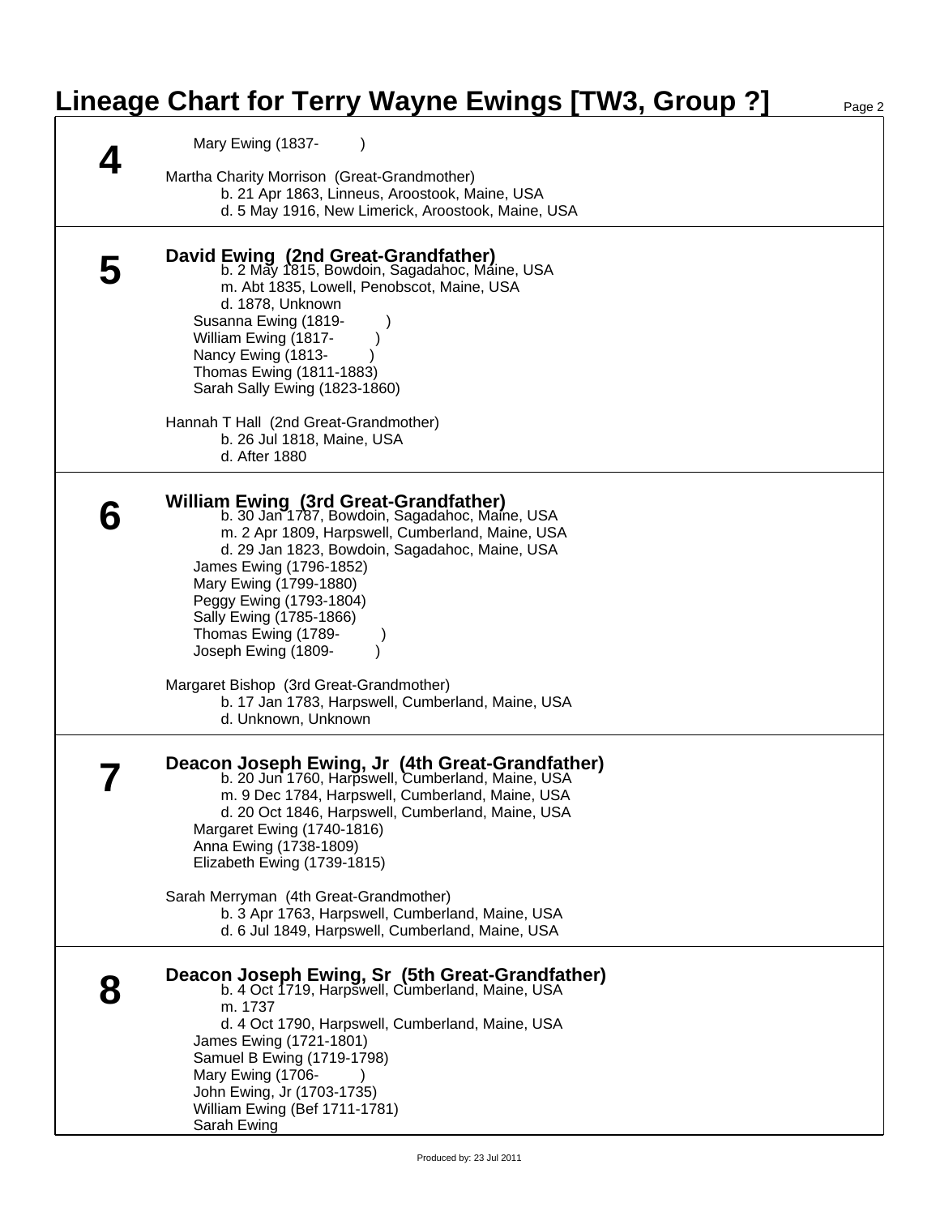# Lineage Chart for Terry Wayne Ewings [TW3, Group ?]

## 4

Mary Ewing (1837- )

Martha Charity Morrison (Great-Grandmother)
b. 21 Apr 1863, Linneus, Aroostook, Maine, USA
d. 5 May 1916, New Limerick, Aroostook, Maine, USA

## 5

**David Ewing (2nd Great-Grandfather)**
b. 2 May 1815, Bowdoin, Sagadahoc, Maine, USA
m. Abt 1835, Lowell, Penobscot, Maine, USA
d. 1878, Unknown

Susanna Ewing (1819- )
William Ewing (1817- )
Nancy Ewing (1813- )
Thomas Ewing (1811-1883)
Sarah Sally Ewing (1823-1860)

Hannah T Hall (2nd Great-Grandmother)
b. 26 Jul 1818, Maine, USA
d. After 1880

## 6

**William Ewing (3rd Great-Grandfather)**
b. 30 Jan 1787, Bowdoin, Sagadahoc, Maine, USA
m. 2 Apr 1809, Harpswell, Cumberland, Maine, USA
d. 29 Jan 1823, Bowdoin, Sagadahoc, Maine, USA

James Ewing (1796-1852)
Mary Ewing (1799-1880)
Peggy Ewing (1793-1804)
Sally Ewing (1785-1866)
Thomas Ewing (1789- )
Joseph Ewing (1809- )

Margaret Bishop (3rd Great-Grandmother)
b. 17 Jan 1783, Harpswell, Cumberland, Maine, USA
d. Unknown, Unknown

## 7

**Deacon Joseph Ewing, Jr (4th Great-Grandfather)**
b. 20 Jun 1760, Harpswell, Cumberland, Maine, USA
m. 9 Dec 1784, Harpswell, Cumberland, Maine, USA
d. 20 Oct 1846, Harpswell, Cumberland, Maine, USA

Margaret Ewing (1740-1816)
Anna Ewing (1738-1809)
Elizabeth Ewing (1739-1815)

Sarah Merryman (4th Great-Grandmother)
b. 3 Apr 1763, Harpswell, Cumberland, Maine, USA
d. 6 Jul 1849, Harpswell, Cumberland, Maine, USA

## 8

**Deacon Joseph Ewing, Sr (5th Great-Grandfather)**
b. 4 Oct 1719, Harpswell, Cumberland, Maine, USA
m. 1737
d. 4 Oct 1790, Harpswell, Cumberland, Maine, USA

James Ewing (1721-1801)
Samuel B Ewing (1719-1798)
Mary Ewing (1706- )
John Ewing, Jr (1703-1735)
William Ewing (Bef 1711-1781)
Sarah Ewing

Produced by: 23 Jul 2011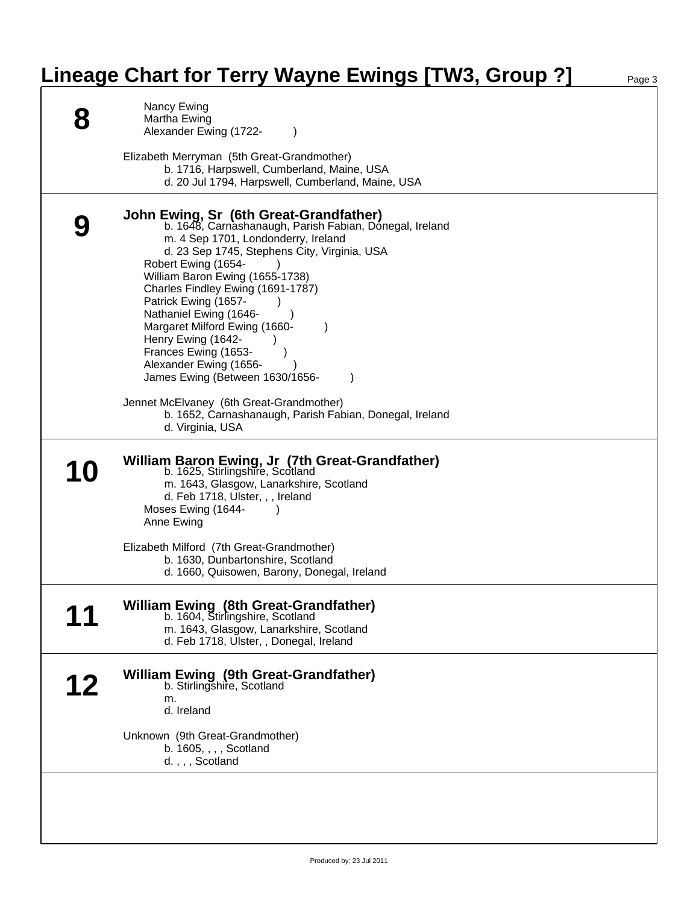# Lineage Chart for Terry Wayne Ewings [TW3, Group ?]

## 8

Nancy Ewing
Martha Ewing
Alexander Ewing (1722- )

Elizabeth Merryman (5th Great-Grandmother)
b. 1716, Harpswell, Cumberland, Maine, USA
d. 20 Jul 1794, Harpswell, Cumberland, Maine, USA

## 9

**John Ewing, Sr (6th Great-Grandfather)**
b. 1648, Carnashanaugh, Parish Fabian, Donegal, Ireland
m. 4 Sep 1701, Londonderry, Ireland
d. 23 Sep 1745, Stephens City, Virginia, USA
Robert Ewing (1654- )
William Baron Ewing (1655-1738)
Charles Findley Ewing (1691-1787)
Patrick Ewing (1657- )
Nathaniel Ewing (1646- )
Margaret Milford Ewing (1660- )
Henry Ewing (1642- )
Frances Ewing (1653- )
Alexander Ewing (1656- )
James Ewing (Between 1630/1656- )

Jennet McElvaney (6th Great-Grandmother)
b. 1652, Carnashanaugh, Parish Fabian, Donegal, Ireland
d. Virginia, USA

## 10

**William Baron Ewing, Jr (7th Great-Grandfather)**
b. 1625, Stirlingshire, Scotland
m. 1643, Glasgow, Lanarkshire, Scotland
d. Feb 1718, Ulster, , , Ireland
Moses Ewing (1644- )
Anne Ewing

Elizabeth Milford (7th Great-Grandmother)
b. 1630, Dunbartonshire, Scotland
d. 1660, Quisowen, Barony, Donegal, Ireland

## 11

**William Ewing (8th Great-Grandfather)**
b. 1604, Stirlingshire, Scotland
m. 1643, Glasgow, Lanarkshire, Scotland
d. Feb 1718, Ulster, , Donegal, Ireland

## 12

**William Ewing (9th Great-Grandfather)**
b. Stirlingshire, Scotland
m.
d. Ireland

Unknown (9th Great-Grandmother)
b. 1605, , , , Scotland
d. , , , Scotland

Produced by: 23 Jul 2011